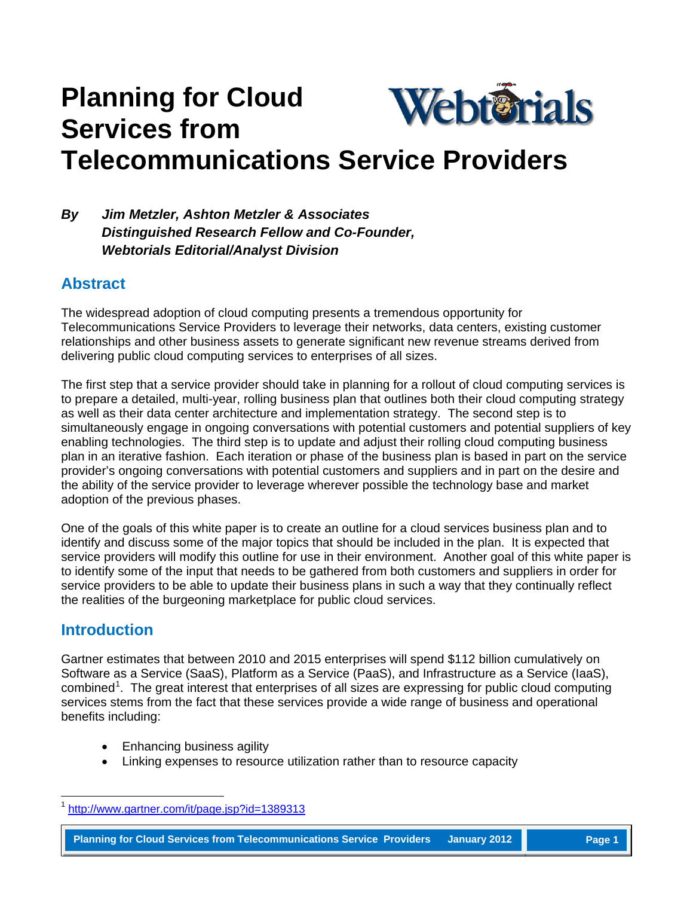# Planning for Cloud Services from Telecommunications Service Providers

***By Jim Metzler, Ashton Metzler & Associates***
***Distinguished Research Fellow and Co-Founder,***
***Webtorials Editorial/Analyst Division***

## Abstract

The widespread adoption of cloud computing presents a tremendous opportunity for Telecommunications Service Providers to leverage their networks, data centers, existing customer relationships and other business assets to generate significant new revenue streams derived from delivering public cloud computing services to enterprises of all sizes.

The first step that a service provider should take in planning for a rollout of cloud computing services is to prepare a detailed, multi-year, rolling business plan that outlines both their cloud computing strategy as well as their data center architecture and implementation strategy. The second step is to simultaneously engage in ongoing conversations with potential customers and potential suppliers of key enabling technologies. The third step is to update and adjust their rolling cloud computing business plan in an iterative fashion. Each iteration or phase of the business plan is based in part on the service provider's ongoing conversations with potential customers and suppliers and in part on the desire and the ability of the service provider to leverage wherever possible the technology base and market adoption of the previous phases.

One of the goals of this white paper is to create an outline for a cloud services business plan and to identify and discuss some of the major topics that should be included in the plan. It is expected that service providers will modify this outline for use in their environment. Another goal of this white paper is to identify some of the input that needs to be gathered from both customers and suppliers in order for service providers to be able to update their business plans in such a way that they continually reflect the realities of the burgeoning marketplace for public cloud services.

## Introduction

Gartner estimates that between 2010 and 2015 enterprises will spend $112 billion cumulatively on Software as a Service (SaaS), Platform as a Service (PaaS), and Infrastructure as a Service (IaaS), combined[1]. The great interest that enterprises of all sizes are expressing for public cloud computing services stems from the fact that these services provide a wide range of business and operational benefits including:

- Enhancing business agility
- Linking expenses to resource utilization rather than to resource capacity

[1] http://www.gartner.com/it/page.jsp?id=1389313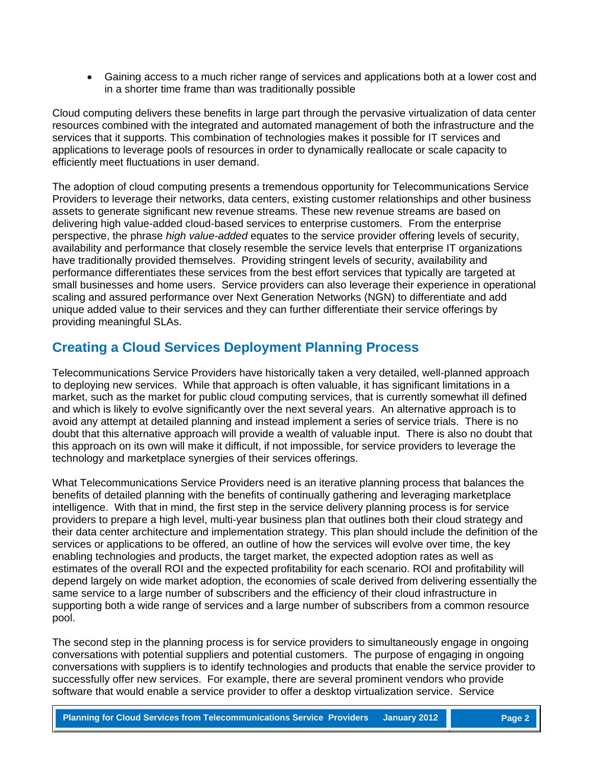- Gaining access to a much richer range of services and applications both at a lower cost and in a shorter time frame than was traditionally possible

Cloud computing delivers these benefits in large part through the pervasive virtualization of data center resources combined with the integrated and automated management of both the infrastructure and the services that it supports. This combination of technologies makes it possible for IT services and applications to leverage pools of resources in order to dynamically reallocate or scale capacity to efficiently meet fluctuations in user demand.

The adoption of cloud computing presents a tremendous opportunity for Telecommunications Service Providers to leverage their networks, data centers, existing customer relationships and other business assets to generate significant new revenue streams. These new revenue streams are based on delivering high value-added cloud-based services to enterprise customers. From the enterprise perspective, the phrase *high value-added* equates to the service provider offering levels of security, availability and performance that closely resemble the service levels that enterprise IT organizations have traditionally provided themselves. Providing stringent levels of security, availability and performance differentiates these services from the best effort services that typically are targeted at small businesses and home users. Service providers can also leverage their experience in operational scaling and assured performance over Next Generation Networks (NGN) to differentiate and add unique added value to their services and they can further differentiate their service offerings by providing meaningful SLAs.

## Creating a Cloud Services Deployment Planning Process

Telecommunications Service Providers have historically taken a very detailed, well-planned approach to deploying new services. While that approach is often valuable, it has significant limitations in a market, such as the market for public cloud computing services, that is currently somewhat ill defined and which is likely to evolve significantly over the next several years. An alternative approach is to avoid any attempt at detailed planning and instead implement a series of service trials. There is no doubt that this alternative approach will provide a wealth of valuable input. There is also no doubt that this approach on its own will make it difficult, if not impossible, for service providers to leverage the technology and marketplace synergies of their services offerings.

What Telecommunications Service Providers need is an iterative planning process that balances the benefits of detailed planning with the benefits of continually gathering and leveraging marketplace intelligence. With that in mind, the first step in the service delivery planning process is for service providers to prepare a high level, multi-year business plan that outlines both their cloud strategy and their data center architecture and implementation strategy. This plan should include the definition of the services or applications to be offered, an outline of how the services will evolve over time, the key enabling technologies and products, the target market, the expected adoption rates as well as estimates of the overall ROI and the expected profitability for each scenario. ROI and profitability will depend largely on wide market adoption, the economies of scale derived from delivering essentially the same service to a large number of subscribers and the efficiency of their cloud infrastructure in supporting both a wide range of services and a large number of subscribers from a common resource pool.

The second step in the planning process is for service providers to simultaneously engage in ongoing conversations with potential suppliers and potential customers. The purpose of engaging in ongoing conversations with suppliers is to identify technologies and products that enable the service provider to successfully offer new services. For example, there are several prominent vendors who provide software that would enable a service provider to offer a desktop virtualization service. Service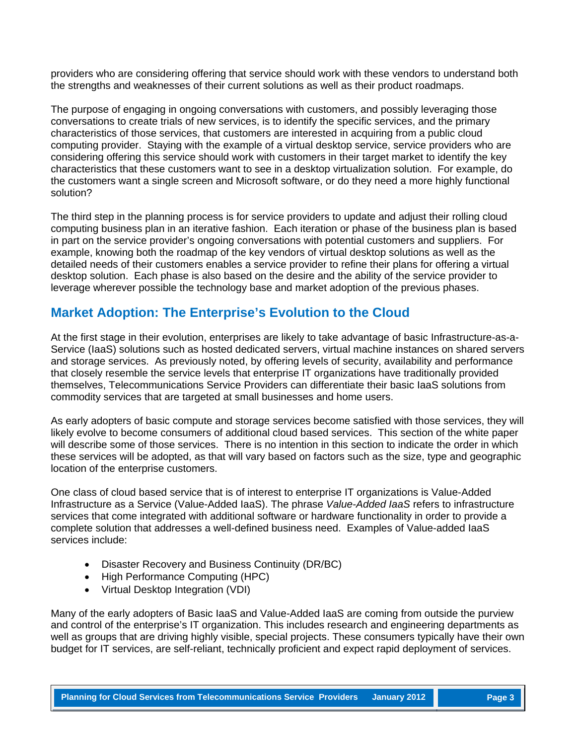providers who are considering offering that service should work with these vendors to understand both the strengths and weaknesses of their current solutions as well as their product roadmaps.

The purpose of engaging in ongoing conversations with customers, and possibly leveraging those conversations to create trials of new services, is to identify the specific services, and the primary characteristics of those services, that customers are interested in acquiring from a public cloud computing provider. Staying with the example of a virtual desktop service, service providers who are considering offering this service should work with customers in their target market to identify the key characteristics that these customers want to see in a desktop virtualization solution. For example, do the customers want a single screen and Microsoft software, or do they need a more highly functional solution?

The third step in the planning process is for service providers to update and adjust their rolling cloud computing business plan in an iterative fashion. Each iteration or phase of the business plan is based in part on the service provider's ongoing conversations with potential customers and suppliers. For example, knowing both the roadmap of the key vendors of virtual desktop solutions as well as the detailed needs of their customers enables a service provider to refine their plans for offering a virtual desktop solution. Each phase is also based on the desire and the ability of the service provider to leverage wherever possible the technology base and market adoption of the previous phases.

## Market Adoption: The Enterprise's Evolution to the Cloud

At the first stage in their evolution, enterprises are likely to take advantage of basic Infrastructure-as-a-Service (IaaS) solutions such as hosted dedicated servers, virtual machine instances on shared servers and storage services. As previously noted, by offering levels of security, availability and performance that closely resemble the service levels that enterprise IT organizations have traditionally provided themselves, Telecommunications Service Providers can differentiate their basic IaaS solutions from commodity services that are targeted at small businesses and home users.

As early adopters of basic compute and storage services become satisfied with those services, they will likely evolve to become consumers of additional cloud based services. This section of the white paper will describe some of those services. There is no intention in this section to indicate the order in which these services will be adopted, as that will vary based on factors such as the size, type and geographic location of the enterprise customers.

One class of cloud based service that is of interest to enterprise IT organizations is Value-Added Infrastructure as a Service (Value-Added IaaS). The phrase *Value-Added IaaS* refers to infrastructure services that come integrated with additional software or hardware functionality in order to provide a complete solution that addresses a well-defined business need. Examples of Value-added IaaS services include:

- Disaster Recovery and Business Continuity (DR/BC)
- High Performance Computing (HPC)
- Virtual Desktop Integration (VDI)

Many of the early adopters of Basic IaaS and Value-Added IaaS are coming from outside the purview and control of the enterprise's IT organization. This includes research and engineering departments as well as groups that are driving highly visible, special projects. These consumers typically have their own budget for IT services, are self-reliant, technically proficient and expect rapid deployment of services.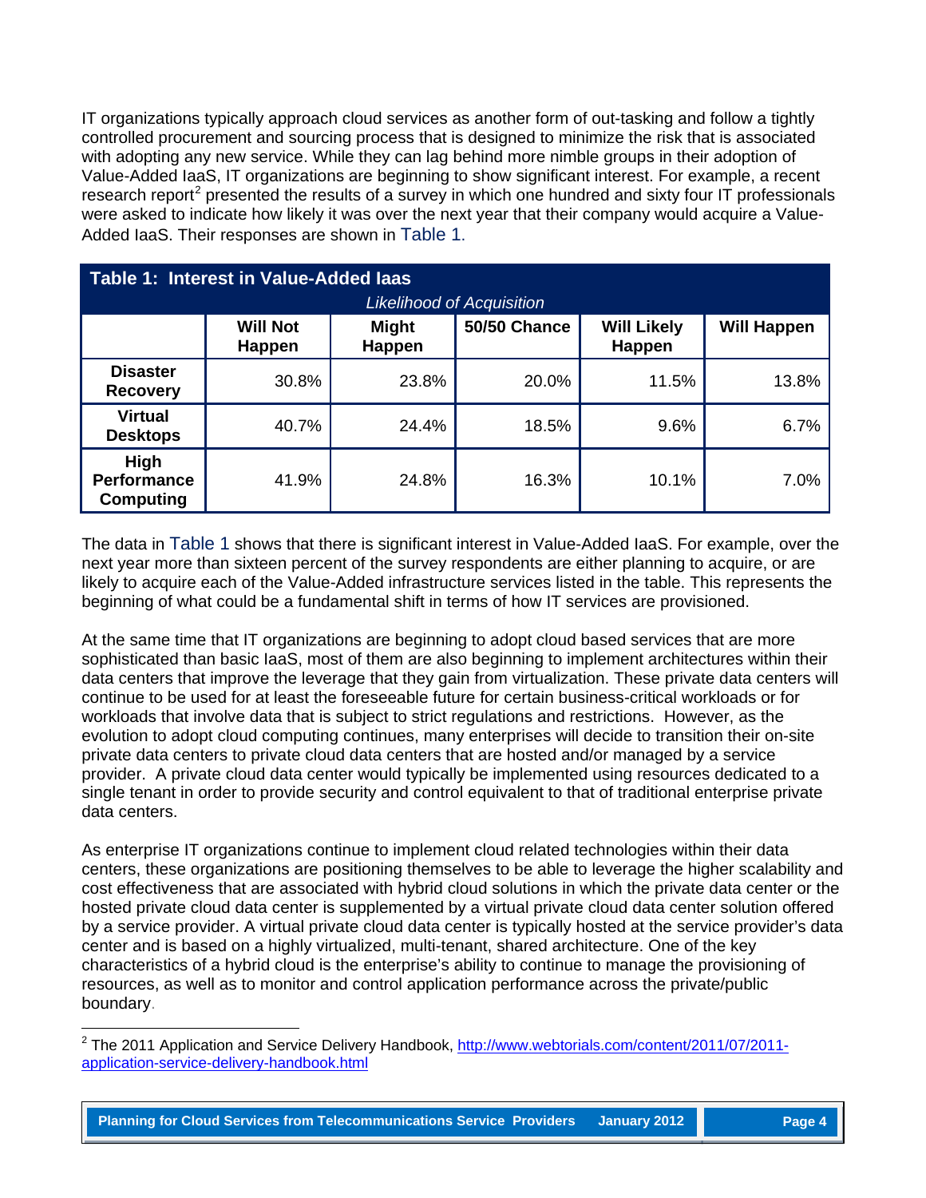IT organizations typically approach cloud services as another form of out-tasking and follow a tightly controlled procurement and sourcing process that is designed to minimize the risk that is associated with adopting any new service. While they can lag behind more nimble groups in their adoption of Value-Added IaaS, IT organizations are beginning to show significant interest. For example, a recent research report[2] presented the results of a survey in which one hundred and sixty four IT professionals were asked to indicate how likely it was over the next year that their company would acquire a Value-Added IaaS. Their responses are shown in Table 1.

**Table 1: Interest in Value-Added Iaas**

| | *Likelihood of Acquisition* | | | | |
|---|---|---|---|---|---|
| | **Will Not Happen** | **Might Happen** | **50/50 Chance** | **Will Likely Happen** | **Will Happen** |
| **Disaster Recovery** | 30.8% | 23.8% | 20.0% | 11.5% | 13.8% |
| **Virtual Desktops** | 40.7% | 24.4% | 18.5% | 9.6% | 6.7% |
| **High Performance Computing** | 41.9% | 24.8% | 16.3% | 10.1% | 7.0% |

The data in Table 1 shows that there is significant interest in Value-Added IaaS. For example, over the next year more than sixteen percent of the survey respondents are either planning to acquire, or are likely to acquire each of the Value-Added infrastructure services listed in the table. This represents the beginning of what could be a fundamental shift in terms of how IT services are provisioned.

At the same time that IT organizations are beginning to adopt cloud based services that are more sophisticated than basic IaaS, most of them are also beginning to implement architectures within their data centers that improve the leverage that they gain from virtualization. These private data centers will continue to be used for at least the foreseeable future for certain business-critical workloads or for workloads that involve data that is subject to strict regulations and restrictions. However, as the evolution to adopt cloud computing continues, many enterprises will decide to transition their on-site private data centers to private cloud data centers that are hosted and/or managed by a service provider. A private cloud data center would typically be implemented using resources dedicated to a single tenant in order to provide security and control equivalent to that of traditional enterprise private data centers.

As enterprise IT organizations continue to implement cloud related technologies within their data centers, these organizations are positioning themselves to be able to leverage the higher scalability and cost effectiveness that are associated with hybrid cloud solutions in which the private data center or the hosted private cloud data center is supplemented by a virtual private cloud data center solution offered by a service provider. A virtual private cloud data center is typically hosted at the service provider's data center and is based on a highly virtualized, multi-tenant, shared architecture. One of the key characteristics of a hybrid cloud is the enterprise's ability to continue to manage the provisioning of resources, as well as to monitor and control application performance across the private/public boundary.

[2] The 2011 Application and Service Delivery Handbook, http://www.webtorials.com/content/2011/07/2011-application-service-delivery-handbook.html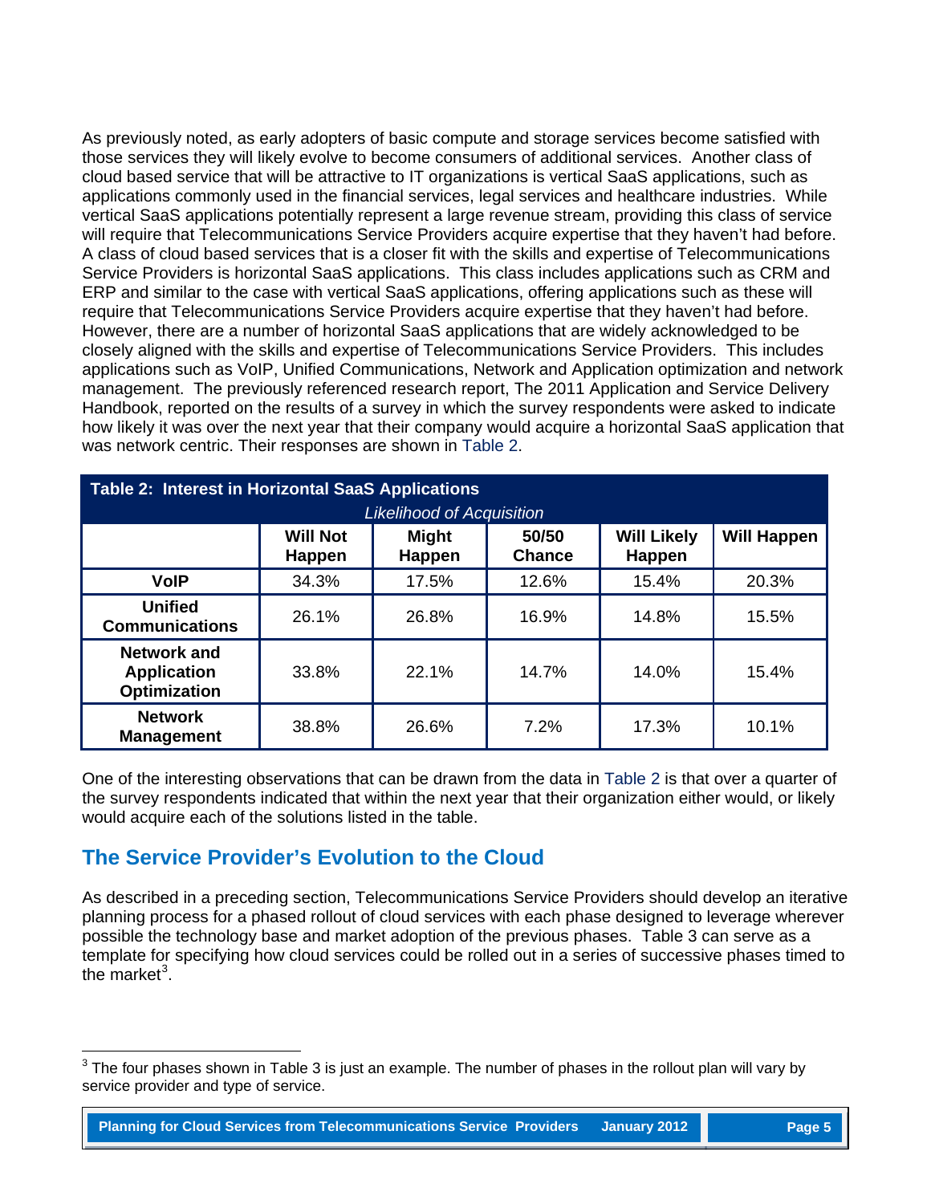As previously noted, as early adopters of basic compute and storage services become satisfied with those services they will likely evolve to become consumers of additional services. Another class of cloud based service that will be attractive to IT organizations is vertical SaaS applications, such as applications commonly used in the financial services, legal services and healthcare industries. While vertical SaaS applications potentially represent a large revenue stream, providing this class of service will require that Telecommunications Service Providers acquire expertise that they haven't had before. A class of cloud based services that is a closer fit with the skills and expertise of Telecommunications Service Providers is horizontal SaaS applications. This class includes applications such as CRM and ERP and similar to the case with vertical SaaS applications, offering applications such as these will require that Telecommunications Service Providers acquire expertise that they haven't had before. However, there are a number of horizontal SaaS applications that are widely acknowledged to be closely aligned with the skills and expertise of Telecommunications Service Providers. This includes applications such as VoIP, Unified Communications, Network and Application optimization and network management. The previously referenced research report, The 2011 Application and Service Delivery Handbook, reported on the results of a survey in which the survey respondents were asked to indicate how likely it was over the next year that their company would acquire a horizontal SaaS application that was network centric. Their responses are shown in Table 2.

**Table 2: Interest in Horizontal SaaS Applications**

| | *Likelihood of Acquisition* | | | | |
|---|---|---|---|---|---|
| | **Will Not Happen** | **Might Happen** | **50/50 Chance** | **Will Likely Happen** | **Will Happen** |
| **VoIP** | 34.3% | 17.5% | 12.6% | 15.4% | 20.3% |
| **Unified Communications** | 26.1% | 26.8% | 16.9% | 14.8% | 15.5% |
| **Network and Application Optimization** | 33.8% | 22.1% | 14.7% | 14.0% | 15.4% |
| **Network Management** | 38.8% | 26.6% | 7.2% | 17.3% | 10.1% |

One of the interesting observations that can be drawn from the data in Table 2 is that over a quarter of the survey respondents indicated that within the next year that their organization either would, or likely would acquire each of the solutions listed in the table.

## The Service Provider's Evolution to the Cloud

As described in a preceding section, Telecommunications Service Providers should develop an iterative planning process for a phased rollout of cloud services with each phase designed to leverage wherever possible the technology base and market adoption of the previous phases. Table 3 can serve as a template for specifying how cloud services could be rolled out in a series of successive phases timed to the market[3].

[3] The four phases shown in Table 3 is just an example. The number of phases in the rollout plan will vary by service provider and type of service.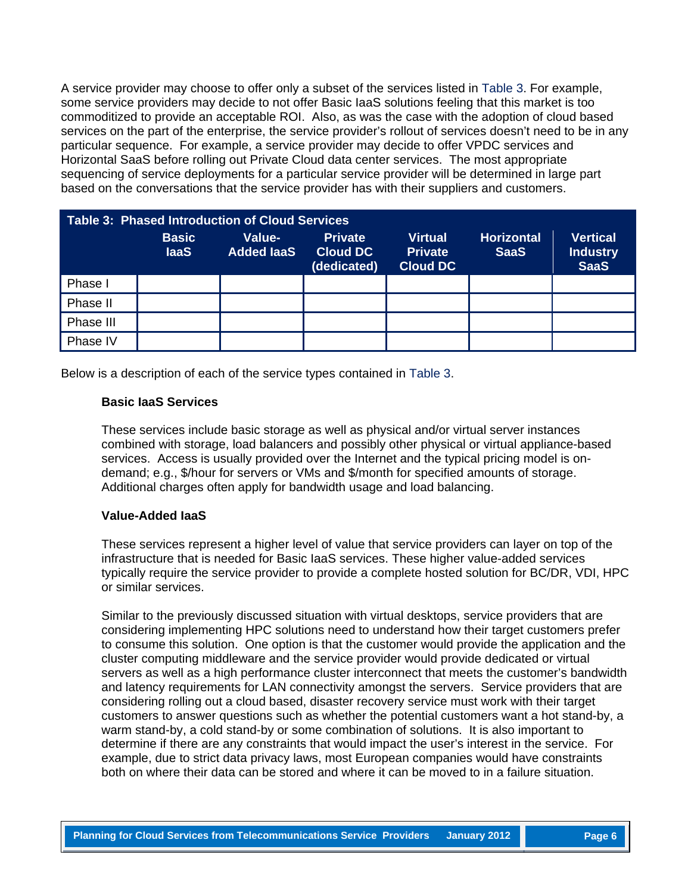A service provider may choose to offer only a subset of the services listed in Table 3. For example, some service providers may decide to not offer Basic IaaS solutions feeling that this market is too commoditized to provide an acceptable ROI. Also, as was the case with the adoption of cloud based services on the part of the enterprise, the service provider's rollout of services doesn't need to be in any particular sequence. For example, a service provider may decide to offer VPDC services and Horizontal SaaS before rolling out Private Cloud data center services. The most appropriate sequencing of service deployments for a particular service provider will be determined in large part based on the conversations that the service provider has with their suppliers and customers.

**Table 3: Phased Introduction of Cloud Services**

| | Basic IaaS | Value-Added IaaS | Private Cloud DC (dedicated) | Virtual Private Cloud DC | Horizontal SaaS | Vertical Industry SaaS |
|---|---|---|---|---|---|---|
| Phase I | | | | | | |
| Phase II | | | | | | |
| Phase III | | | | | | |
| Phase IV | | | | | | |

Below is a description of each of the service types contained in Table 3.

**Basic IaaS Services**

These services include basic storage as well as physical and/or virtual server instances combined with storage, load balancers and possibly other physical or virtual appliance-based services. Access is usually provided over the Internet and the typical pricing model is on-demand; e.g., $/hour for servers or VMs and $/month for specified amounts of storage. Additional charges often apply for bandwidth usage and load balancing.

**Value-Added IaaS**

These services represent a higher level of value that service providers can layer on top of the infrastructure that is needed for Basic IaaS services. These higher value-added services typically require the service provider to provide a complete hosted solution for BC/DR, VDI, HPC or similar services.

Similar to the previously discussed situation with virtual desktops, service providers that are considering implementing HPC solutions need to understand how their target customers prefer to consume this solution. One option is that the customer would provide the application and the cluster computing middleware and the service provider would provide dedicated or virtual servers as well as a high performance cluster interconnect that meets the customer's bandwidth and latency requirements for LAN connectivity amongst the servers. Service providers that are considering rolling out a cloud based, disaster recovery service must work with their target customers to answer questions such as whether the potential customers want a hot stand-by, a warm stand-by, a cold stand-by or some combination of solutions. It is also important to determine if there are any constraints that would impact the user's interest in the service. For example, due to strict data privacy laws, most European companies would have constraints both on where their data can be stored and where it can be moved to in a failure situation.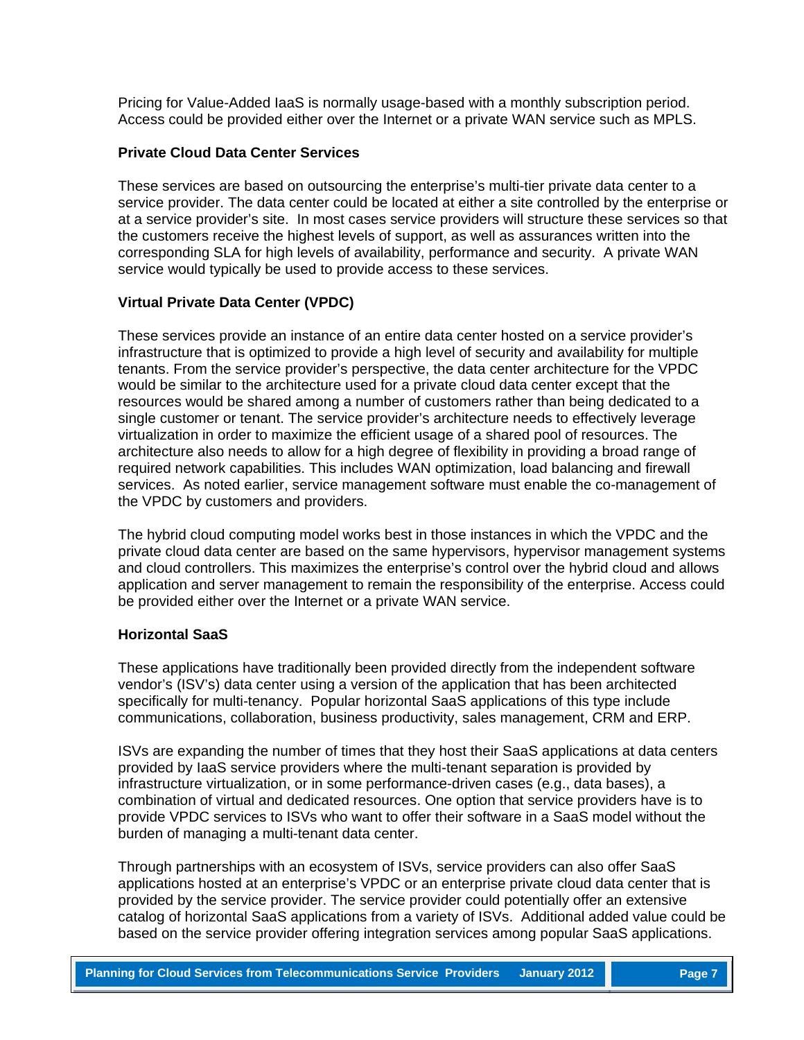Pricing for Value-Added IaaS is normally usage-based with a monthly subscription period. Access could be provided either over the Internet or a private WAN service such as MPLS.

**Private Cloud Data Center Services**

These services are based on outsourcing the enterprise's multi-tier private data center to a service provider. The data center could be located at either a site controlled by the enterprise or at a service provider's site. In most cases service providers will structure these services so that the customers receive the highest levels of support, as well as assurances written into the corresponding SLA for high levels of availability, performance and security. A private WAN service would typically be used to provide access to these services.

**Virtual Private Data Center (VPDC)**

These services provide an instance of an entire data center hosted on a service provider's infrastructure that is optimized to provide a high level of security and availability for multiple tenants. From the service provider's perspective, the data center architecture for the VPDC would be similar to the architecture used for a private cloud data center except that the resources would be shared among a number of customers rather than being dedicated to a single customer or tenant. The service provider's architecture needs to effectively leverage virtualization in order to maximize the efficient usage of a shared pool of resources. The architecture also needs to allow for a high degree of flexibility in providing a broad range of required network capabilities. This includes WAN optimization, load balancing and firewall services. As noted earlier, service management software must enable the co-management of the VPDC by customers and providers.

The hybrid cloud computing model works best in those instances in which the VPDC and the private cloud data center are based on the same hypervisors, hypervisor management systems and cloud controllers. This maximizes the enterprise's control over the hybrid cloud and allows application and server management to remain the responsibility of the enterprise. Access could be provided either over the Internet or a private WAN service.

**Horizontal SaaS**

These applications have traditionally been provided directly from the independent software vendor's (ISV's) data center using a version of the application that has been architected specifically for multi-tenancy. Popular horizontal SaaS applications of this type include communications, collaboration, business productivity, sales management, CRM and ERP.

ISVs are expanding the number of times that they host their SaaS applications at data centers provided by IaaS service providers where the multi-tenant separation is provided by infrastructure virtualization, or in some performance-driven cases (e.g., data bases), a combination of virtual and dedicated resources. One option that service providers have is to provide VPDC services to ISVs who want to offer their software in a SaaS model without the burden of managing a multi-tenant data center.

Through partnerships with an ecosystem of ISVs, service providers can also offer SaaS applications hosted at an enterprise's VPDC or an enterprise private cloud data center that is provided by the service provider. The service provider could potentially offer an extensive catalog of horizontal SaaS applications from a variety of ISVs. Additional added value could be based on the service provider offering integration services among popular SaaS applications.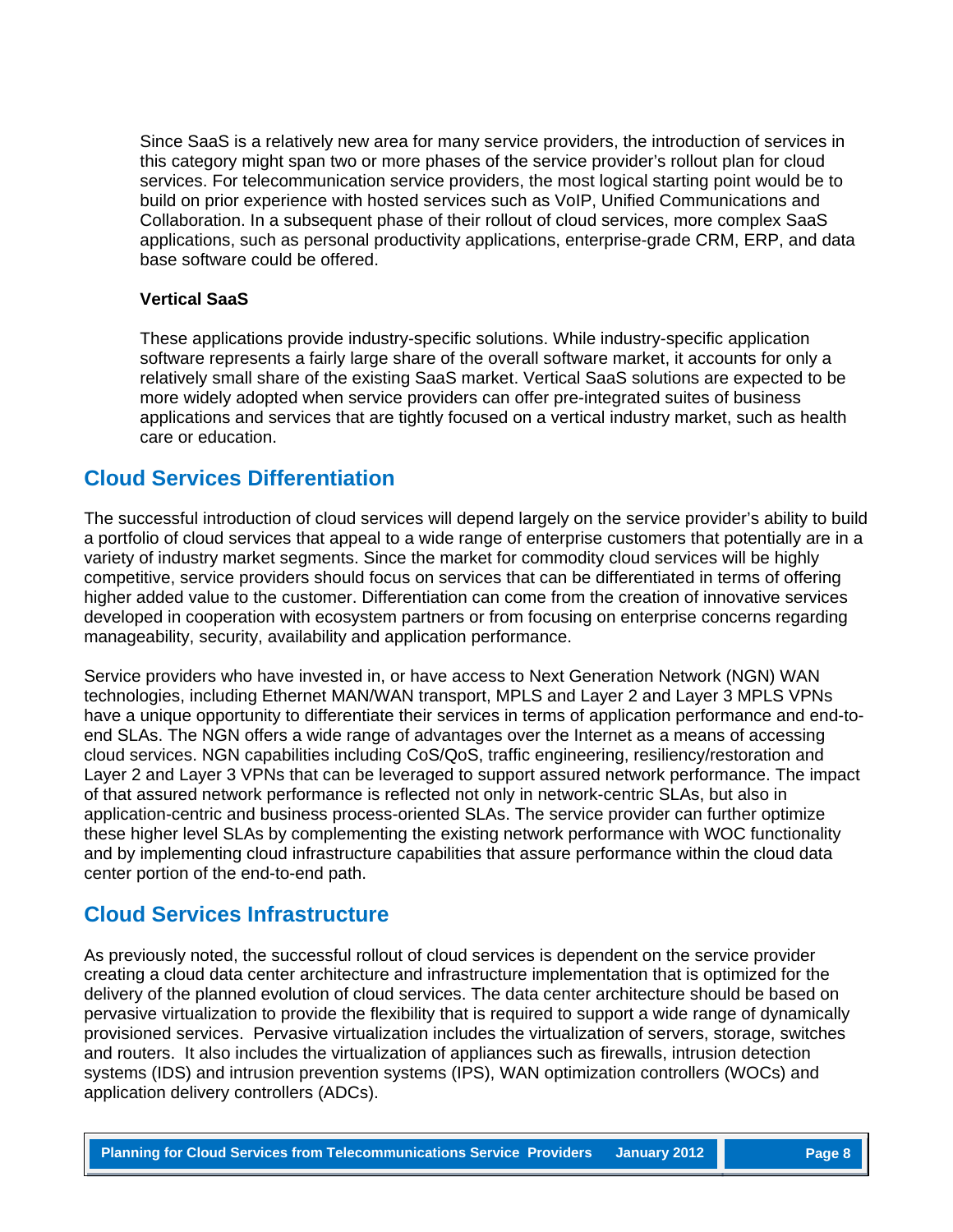Since SaaS is a relatively new area for many service providers, the introduction of services in this category might span two or more phases of the service provider's rollout plan for cloud services. For telecommunication service providers, the most logical starting point would be to build on prior experience with hosted services such as VoIP, Unified Communications and Collaboration. In a subsequent phase of their rollout of cloud services, more complex SaaS applications, such as personal productivity applications, enterprise-grade CRM, ERP, and data base software could be offered.

**Vertical SaaS**

These applications provide industry-specific solutions. While industry-specific application software represents a fairly large share of the overall software market, it accounts for only a relatively small share of the existing SaaS market. Vertical SaaS solutions are expected to be more widely adopted when service providers can offer pre-integrated suites of business applications and services that are tightly focused on a vertical industry market, such as health care or education.

## Cloud Services Differentiation

The successful introduction of cloud services will depend largely on the service provider's ability to build a portfolio of cloud services that appeal to a wide range of enterprise customers that potentially are in a variety of industry market segments. Since the market for commodity cloud services will be highly competitive, service providers should focus on services that can be differentiated in terms of offering higher added value to the customer. Differentiation can come from the creation of innovative services developed in cooperation with ecosystem partners or from focusing on enterprise concerns regarding manageability, security, availability and application performance.

Service providers who have invested in, or have access to Next Generation Network (NGN) WAN technologies, including Ethernet MAN/WAN transport, MPLS and Layer 2 and Layer 3 MPLS VPNs have a unique opportunity to differentiate their services in terms of application performance and end-to-end SLAs. The NGN offers a wide range of advantages over the Internet as a means of accessing cloud services. NGN capabilities including CoS/QoS, traffic engineering, resiliency/restoration and Layer 2 and Layer 3 VPNs that can be leveraged to support assured network performance. The impact of that assured network performance is reflected not only in network-centric SLAs, but also in application-centric and business process-oriented SLAs. The service provider can further optimize these higher level SLAs by complementing the existing network performance with WOC functionality and by implementing cloud infrastructure capabilities that assure performance within the cloud data center portion of the end-to-end path.

## Cloud Services Infrastructure

As previously noted, the successful rollout of cloud services is dependent on the service provider creating a cloud data center architecture and infrastructure implementation that is optimized for the delivery of the planned evolution of cloud services. The data center architecture should be based on pervasive virtualization to provide the flexibility that is required to support a wide range of dynamically provisioned services. Pervasive virtualization includes the virtualization of servers, storage, switches and routers. It also includes the virtualization of appliances such as firewalls, intrusion detection systems (IDS) and intrusion prevention systems (IPS), WAN optimization controllers (WOCs) and application delivery controllers (ADCs).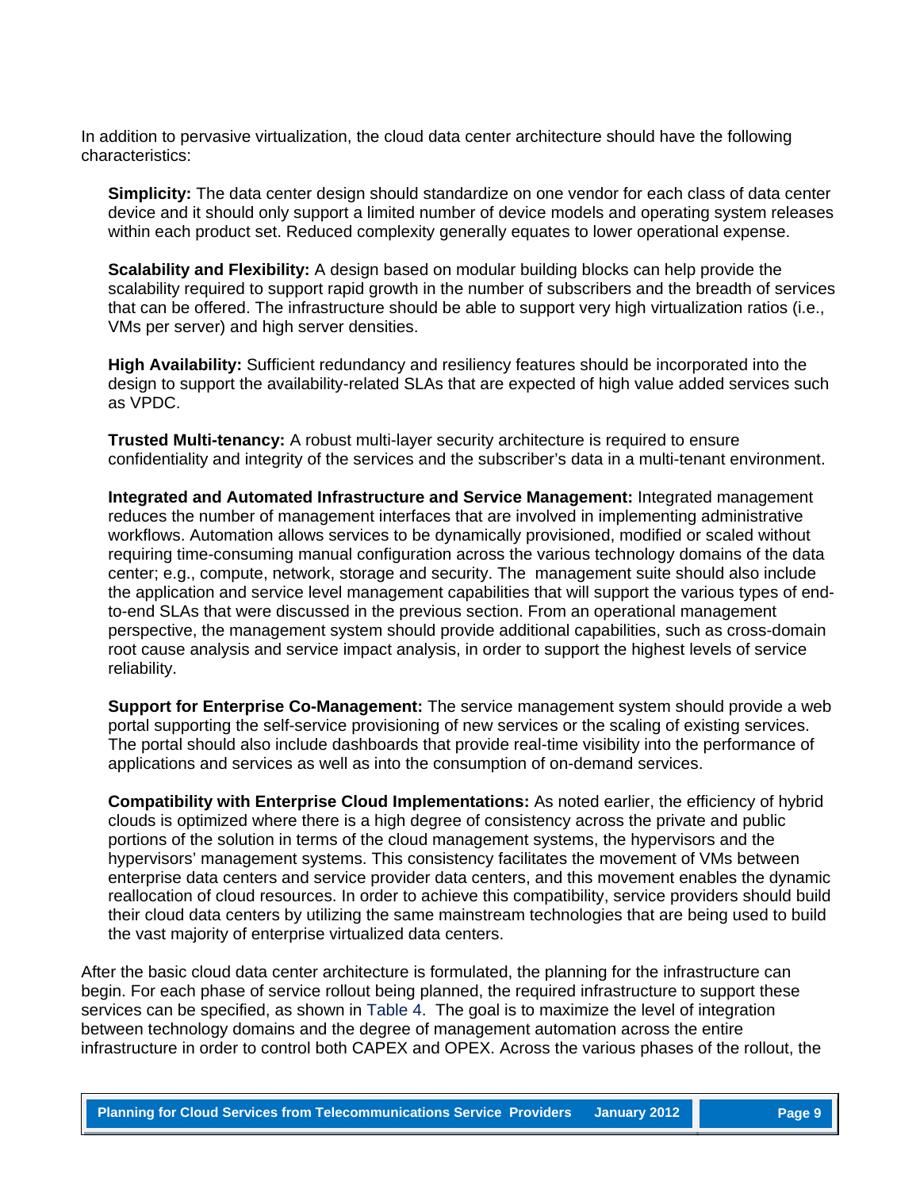In addition to pervasive virtualization, the cloud data center architecture should have the following characteristics:

**Simplicity:** The data center design should standardize on one vendor for each class of data center device and it should only support a limited number of device models and operating system releases within each product set. Reduced complexity generally equates to lower operational expense.

**Scalability and Flexibility:** A design based on modular building blocks can help provide the scalability required to support rapid growth in the number of subscribers and the breadth of services that can be offered. The infrastructure should be able to support very high virtualization ratios (i.e., VMs per server) and high server densities.

**High Availability:** Sufficient redundancy and resiliency features should be incorporated into the design to support the availability-related SLAs that are expected of high value added services such as VPDC.

**Trusted Multi-tenancy:** A robust multi-layer security architecture is required to ensure confidentiality and integrity of the services and the subscriber's data in a multi-tenant environment.

**Integrated and Automated Infrastructure and Service Management:** Integrated management reduces the number of management interfaces that are involved in implementing administrative workflows. Automation allows services to be dynamically provisioned, modified or scaled without requiring time-consuming manual configuration across the various technology domains of the data center; e.g., compute, network, storage and security. The management suite should also include the application and service level management capabilities that will support the various types of end-to-end SLAs that were discussed in the previous section. From an operational management perspective, the management system should provide additional capabilities, such as cross-domain root cause analysis and service impact analysis, in order to support the highest levels of service reliability.

**Support for Enterprise Co-Management:** The service management system should provide a web portal supporting the self-service provisioning of new services or the scaling of existing services. The portal should also include dashboards that provide real-time visibility into the performance of applications and services as well as into the consumption of on-demand services.

**Compatibility with Enterprise Cloud Implementations:** As noted earlier, the efficiency of hybrid clouds is optimized where there is a high degree of consistency across the private and public portions of the solution in terms of the cloud management systems, the hypervisors and the hypervisors' management systems. This consistency facilitates the movement of VMs between enterprise data centers and service provider data centers, and this movement enables the dynamic reallocation of cloud resources. In order to achieve this compatibility, service providers should build their cloud data centers by utilizing the same mainstream technologies that are being used to build the vast majority of enterprise virtualized data centers.

After the basic cloud data center architecture is formulated, the planning for the infrastructure can begin. For each phase of service rollout being planned, the required infrastructure to support these services can be specified, as shown in Table 4. The goal is to maximize the level of integration between technology domains and the degree of management automation across the entire infrastructure in order to control both CAPEX and OPEX. Across the various phases of the rollout, the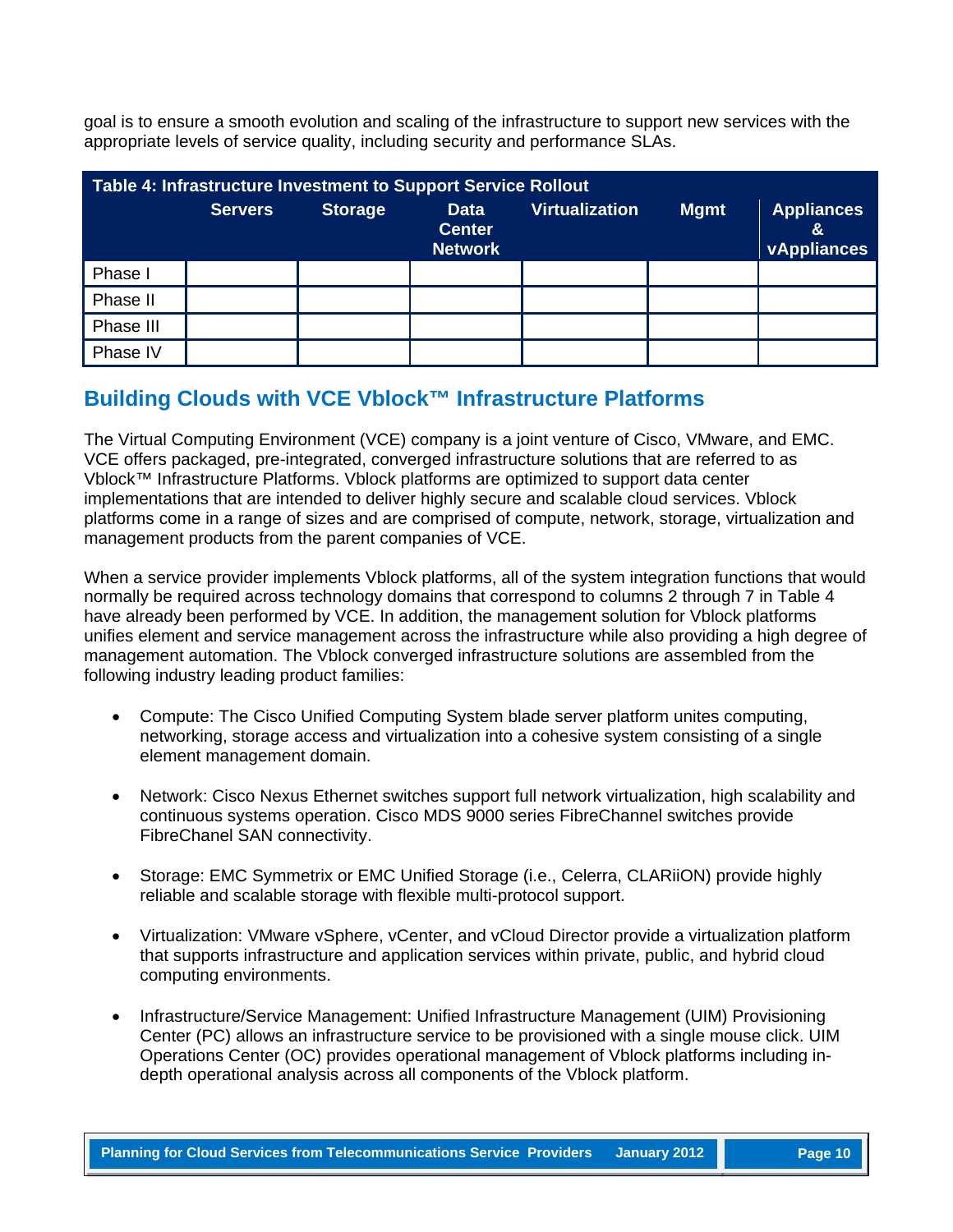goal is to ensure a smooth evolution and scaling of the infrastructure to support new services with the appropriate levels of service quality, including security and performance SLAs.

**Table 4: Infrastructure Investment to Support Service Rollout**

| | Servers | Storage | Data Center Network | Virtualization | Mgmt | Appliances & vAppliances |
|---|---|---|---|---|---|---|
| Phase I | | | | | | |
| Phase II | | | | | | |
| Phase III | | | | | | |
| Phase IV | | | | | | |

## Building Clouds with VCE Vblock™ Infrastructure Platforms

The Virtual Computing Environment (VCE) company is a joint venture of Cisco, VMware, and EMC. VCE offers packaged, pre-integrated, converged infrastructure solutions that are referred to as Vblock™ Infrastructure Platforms. Vblock platforms are optimized to support data center implementations that are intended to deliver highly secure and scalable cloud services. Vblock platforms come in a range of sizes and are comprised of compute, network, storage, virtualization and management products from the parent companies of VCE.

When a service provider implements Vblock platforms, all of the system integration functions that would normally be required across technology domains that correspond to columns 2 through 7 in Table 4 have already been performed by VCE. In addition, the management solution for Vblock platforms unifies element and service management across the infrastructure while also providing a high degree of management automation. The Vblock converged infrastructure solutions are assembled from the following industry leading product families:

- Compute: The Cisco Unified Computing System blade server platform unites computing, networking, storage access and virtualization into a cohesive system consisting of a single element management domain.

- Network: Cisco Nexus Ethernet switches support full network virtualization, high scalability and continuous systems operation. Cisco MDS 9000 series FibreChannel switches provide FibreChanel SAN connectivity.

- Storage: EMC Symmetrix or EMC Unified Storage (i.e., Celerra, CLARiiON) provide highly reliable and scalable storage with flexible multi-protocol support.

- Virtualization: VMware vSphere, vCenter, and vCloud Director provide a virtualization platform that supports infrastructure and application services within private, public, and hybrid cloud computing environments.

- Infrastructure/Service Management: Unified Infrastructure Management (UIM) Provisioning Center (PC) allows an infrastructure service to be provisioned with a single mouse click. UIM Operations Center (OC) provides operational management of Vblock platforms including in-depth operational analysis across all components of the Vblock platform.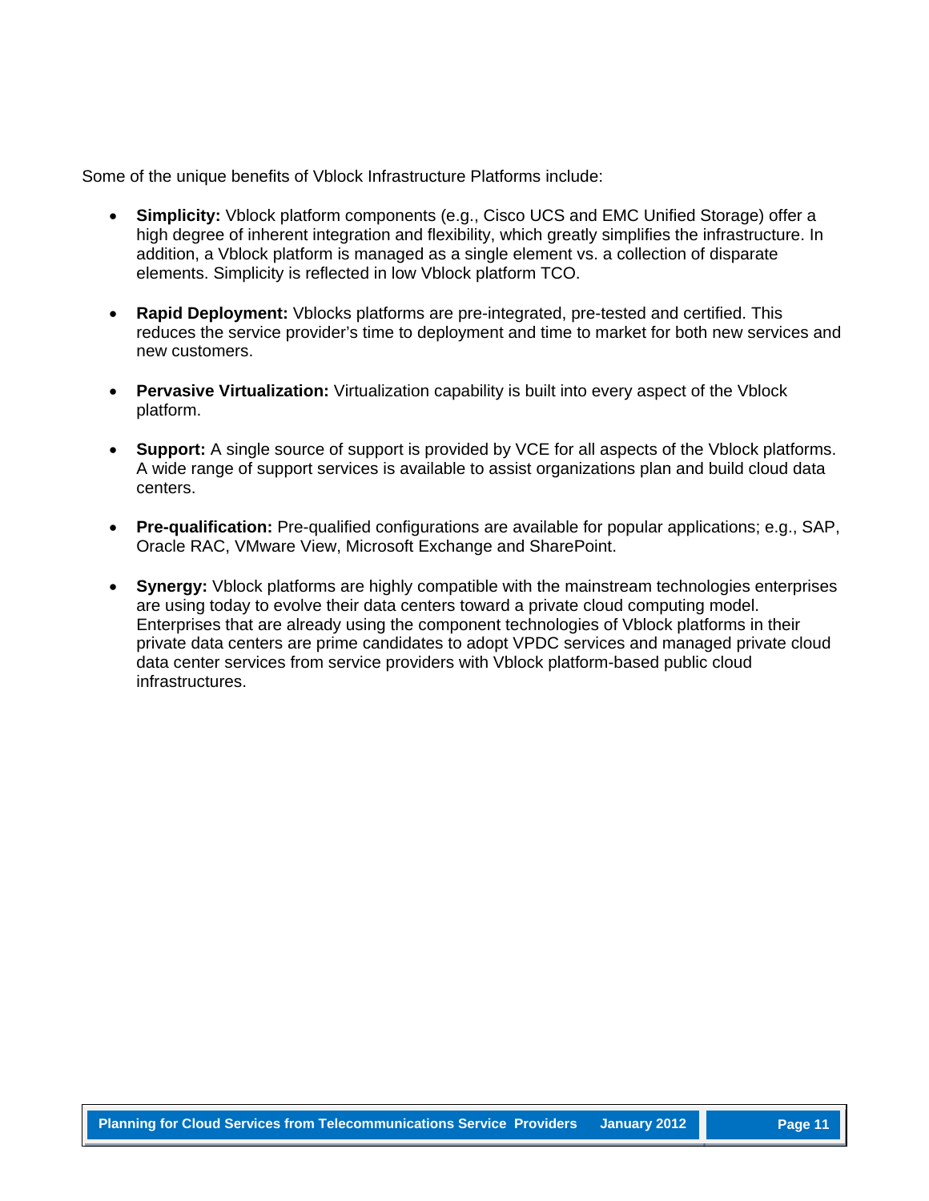Some of the unique benefits of Vblock Infrastructure Platforms include:

- **Simplicity:** Vblock platform components (e.g., Cisco UCS and EMC Unified Storage) offer a high degree of inherent integration and flexibility, which greatly simplifies the infrastructure. In addition, a Vblock platform is managed as a single element vs. a collection of disparate elements. Simplicity is reflected in low Vblock platform TCO.

- **Rapid Deployment:** Vblocks platforms are pre-integrated, pre-tested and certified. This reduces the service provider's time to deployment and time to market for both new services and new customers.

- **Pervasive Virtualization:** Virtualization capability is built into every aspect of the Vblock platform.

- **Support:** A single source of support is provided by VCE for all aspects of the Vblock platforms. A wide range of support services is available to assist organizations plan and build cloud data centers.

- **Pre-qualification:** Pre-qualified configurations are available for popular applications; e.g., SAP, Oracle RAC, VMware View, Microsoft Exchange and SharePoint.

- **Synergy:** Vblock platforms are highly compatible with the mainstream technologies enterprises are using today to evolve their data centers toward a private cloud computing model. Enterprises that are already using the component technologies of Vblock platforms in their private data centers are prime candidates to adopt VPDC services and managed private cloud data center services from service providers with Vblock platform-based public cloud infrastructures.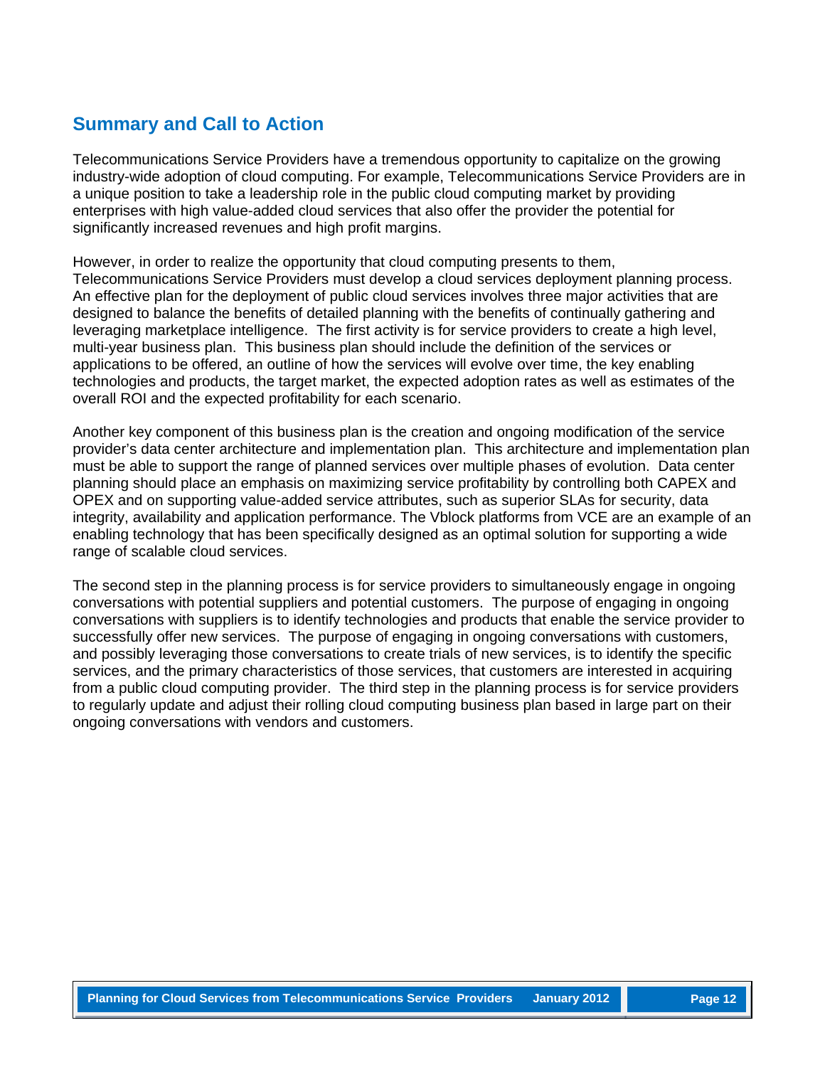## Summary and Call to Action

Telecommunications Service Providers have a tremendous opportunity to capitalize on the growing industry-wide adoption of cloud computing. For example, Telecommunications Service Providers are in a unique position to take a leadership role in the public cloud computing market by providing enterprises with high value-added cloud services that also offer the provider the potential for significantly increased revenues and high profit margins.

However, in order to realize the opportunity that cloud computing presents to them, Telecommunications Service Providers must develop a cloud services deployment planning process. An effective plan for the deployment of public cloud services involves three major activities that are designed to balance the benefits of detailed planning with the benefits of continually gathering and leveraging marketplace intelligence. The first activity is for service providers to create a high level, multi-year business plan. This business plan should include the definition of the services or applications to be offered, an outline of how the services will evolve over time, the key enabling technologies and products, the target market, the expected adoption rates as well as estimates of the overall ROI and the expected profitability for each scenario.

Another key component of this business plan is the creation and ongoing modification of the service provider's data center architecture and implementation plan. This architecture and implementation plan must be able to support the range of planned services over multiple phases of evolution. Data center planning should place an emphasis on maximizing service profitability by controlling both CAPEX and OPEX and on supporting value-added service attributes, such as superior SLAs for security, data integrity, availability and application performance. The Vblock platforms from VCE are an example of an enabling technology that has been specifically designed as an optimal solution for supporting a wide range of scalable cloud services.

The second step in the planning process is for service providers to simultaneously engage in ongoing conversations with potential suppliers and potential customers. The purpose of engaging in ongoing conversations with suppliers is to identify technologies and products that enable the service provider to successfully offer new services. The purpose of engaging in ongoing conversations with customers, and possibly leveraging those conversations to create trials of new services, is to identify the specific services, and the primary characteristics of those services, that customers are interested in acquiring from a public cloud computing provider. The third step in the planning process is for service providers to regularly update and adjust their rolling cloud computing business plan based in large part on their ongoing conversations with vendors and customers.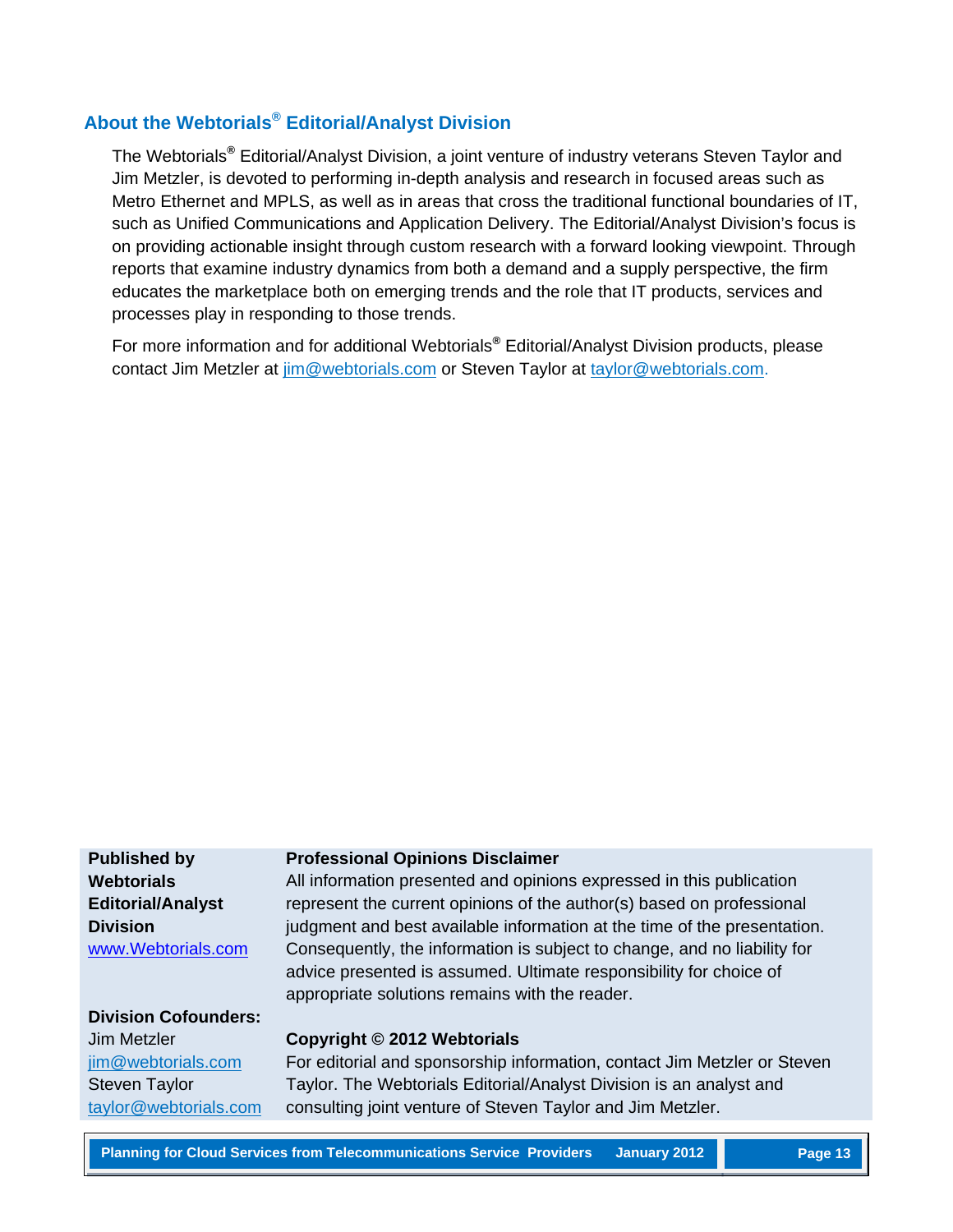## About the Webtorials® Editorial/Analyst Division

The Webtorials® Editorial/Analyst Division, a joint venture of industry veterans Steven Taylor and Jim Metzler, is devoted to performing in-depth analysis and research in focused areas such as Metro Ethernet and MPLS, as well as in areas that cross the traditional functional boundaries of IT, such as Unified Communications and Application Delivery. The Editorial/Analyst Division's focus is on providing actionable insight through custom research with a forward looking viewpoint. Through reports that examine industry dynamics from both a demand and a supply perspective, the firm educates the marketplace both on emerging trends and the role that IT products, services and processes play in responding to those trends.

For more information and for additional Webtorials® Editorial/Analyst Division products, please contact Jim Metzler at jim@webtorials.com or Steven Taylor at taylor@webtorials.com.

| | |
|---|---|
| **Published by Webtorials Editorial/Analyst Division**<br>www.Webtorials.com | **Professional Opinions Disclaimer**<br>All information presented and opinions expressed in this publication represent the current opinions of the author(s) based on professional judgment and best available information at the time of the presentation. Consequently, the information is subject to change, and no liability for advice presented is assumed. Ultimate responsibility for choice of appropriate solutions remains with the reader. |
| **Division Cofounders:**<br>Jim Metzler<br>jim@webtorials.com<br>Steven Taylor<br>taylor@webtorials.com | **Copyright © 2012 Webtorials**<br>For editorial and sponsorship information, contact Jim Metzler or Steven Taylor. The Webtorials Editorial/Analyst Division is an analyst and consulting joint venture of Steven Taylor and Jim Metzler. |